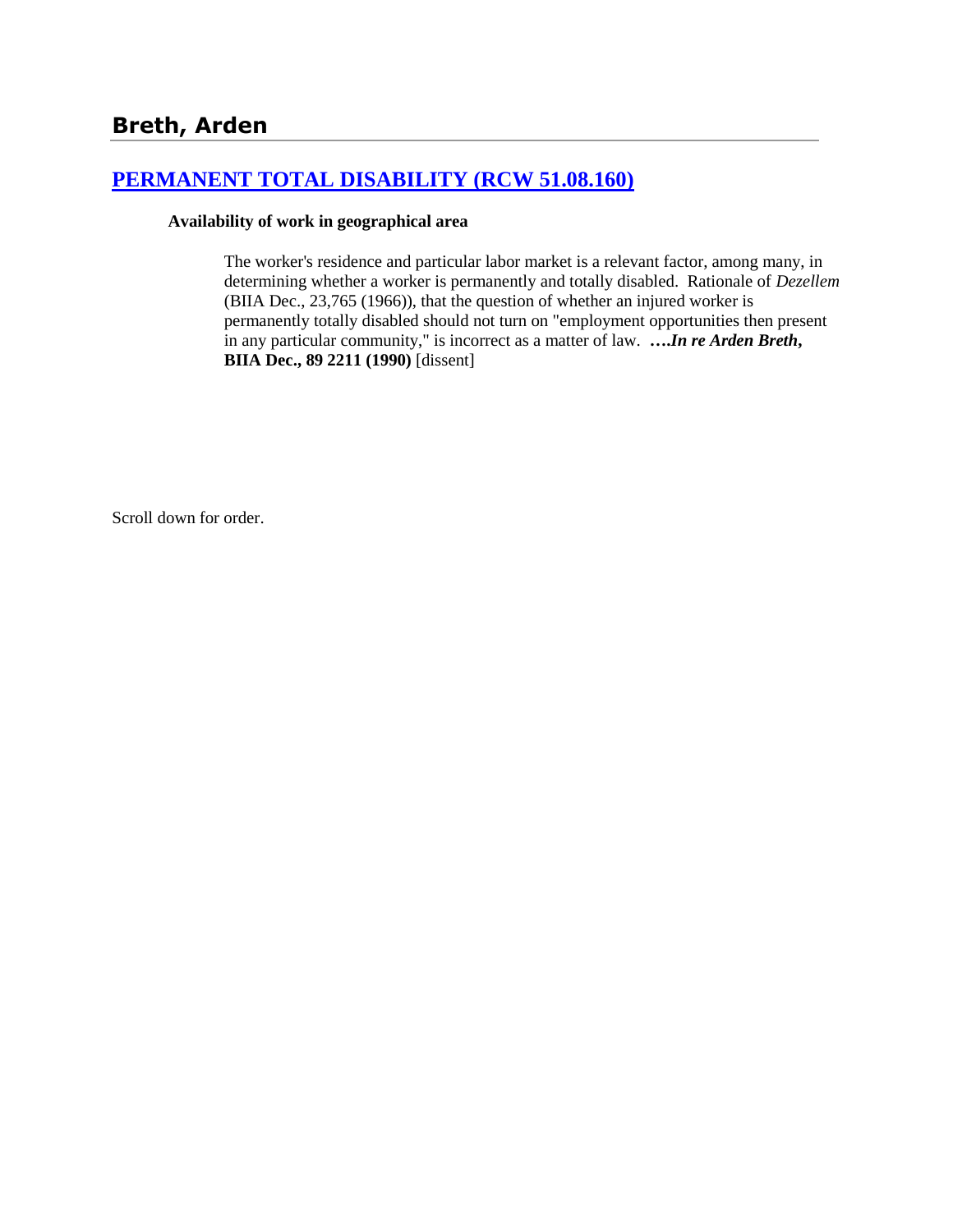# Breth, Arden

## [PERMANENT TOTAL DISABILITY (RCW 51.08.160)]

### Availability of work in geographical area

The worker's residence and particular labor market is a relevant factor, among many, in determining whether a worker is permanently and totally disabled. Rationale of *Dezellem* (BIIA Dec., 23,765 (1966)), that the question of whether an injured worker is permanently totally disabled should not turn on "employment opportunities then present in any particular community," is incorrect as a matter of law. ***….In re Arden Breth*, BIIA Dec., 89 2211 (1990)** [dissent]

Scroll down for order.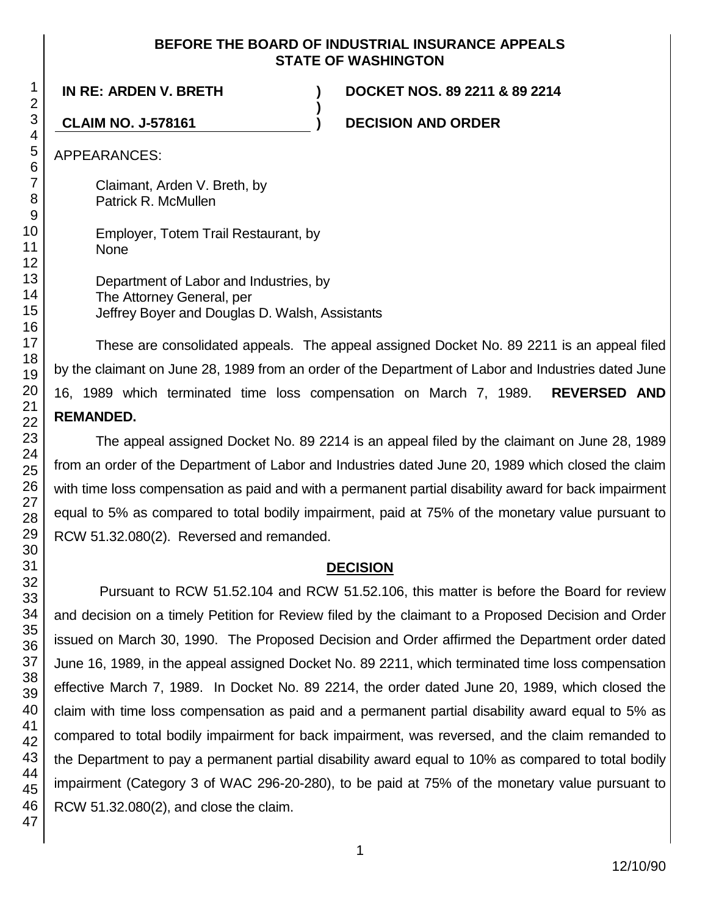**BEFORE THE BOARD OF INDUSTRIAL INSURANCE APPEALS**
**STATE OF WASHINGTON**

**IN RE: ARDEN V. BRETH** ) **DOCKET NOS. 89 2211 & 89 2214**
)
**CLAIM NO. J-578161** ) **DECISION AND ORDER**

APPEARANCES:

Claimant, Arden V. Breth, by
Patrick R. McMullen

Employer, Totem Trail Restaurant, by
None

Department of Labor and Industries, by
The Attorney General, per
Jeffrey Boyer and Douglas D. Walsh, Assistants

These are consolidated appeals. The appeal assigned Docket No. 89 2211 is an appeal filed by the claimant on June 28, 1989 from an order of the Department of Labor and Industries dated June 16, 1989 which terminated time loss compensation on March 7, 1989. **REVERSED AND REMANDED.**

The appeal assigned Docket No. 89 2214 is an appeal filed by the claimant on June 28, 1989 from an order of the Department of Labor and Industries dated June 20, 1989 which closed the claim with time loss compensation as paid and with a permanent partial disability award for back impairment equal to 5% as compared to total bodily impairment, paid at 75% of the monetary value pursuant to RCW 51.32.080(2). Reversed and remanded.

## DECISION

Pursuant to RCW 51.52.104 and RCW 51.52.106, this matter is before the Board for review and decision on a timely Petition for Review filed by the claimant to a Proposed Decision and Order issued on March 30, 1990. The Proposed Decision and Order affirmed the Department order dated June 16, 1989, in the appeal assigned Docket No. 89 2211, which terminated time loss compensation effective March 7, 1989. In Docket No. 89 2214, the order dated June 20, 1989, which closed the claim with time loss compensation as paid and a permanent partial disability award equal to 5% as compared to total bodily impairment for back impairment, was reversed, and the claim remanded to the Department to pay a permanent partial disability award equal to 10% as compared to total bodily impairment (Category 3 of WAC 296-20-280), to be paid at 75% of the monetary value pursuant to RCW 51.32.080(2), and close the claim.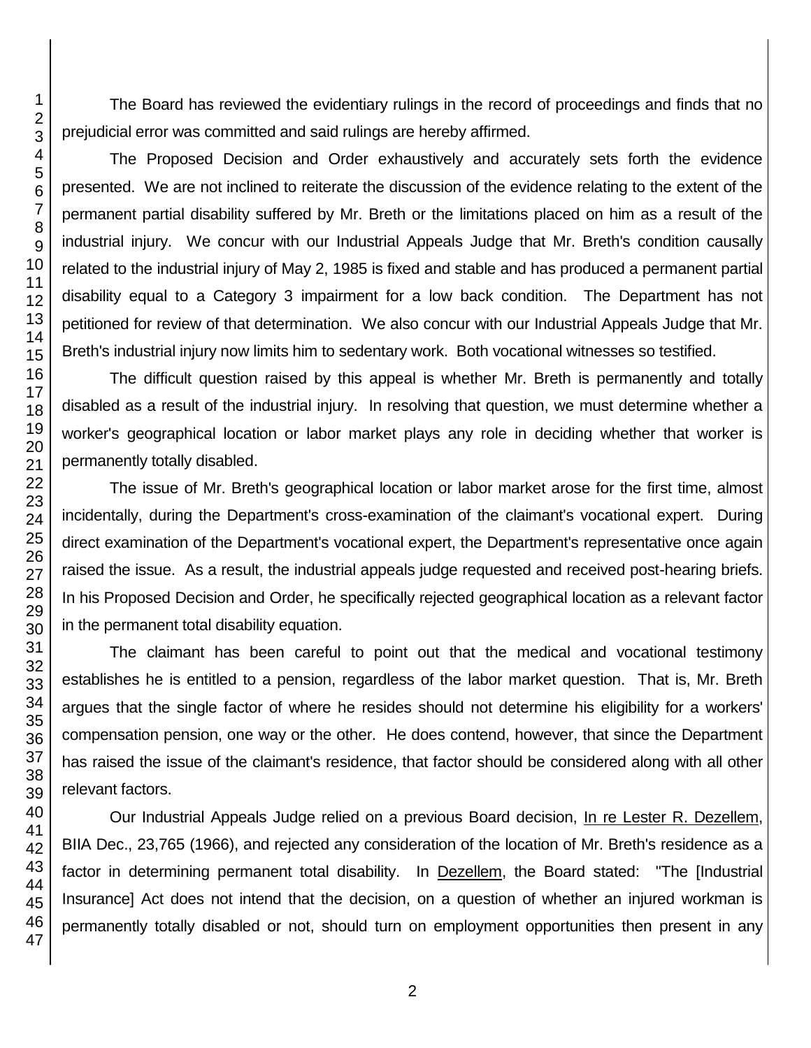The Board has reviewed the evidentiary rulings in the record of proceedings and finds that no prejudicial error was committed and said rulings are hereby affirmed.

The Proposed Decision and Order exhaustively and accurately sets forth the evidence presented. We are not inclined to reiterate the discussion of the evidence relating to the extent of the permanent partial disability suffered by Mr. Breth or the limitations placed on him as a result of the industrial injury. We concur with our Industrial Appeals Judge that Mr. Breth's condition causally related to the industrial injury of May 2, 1985 is fixed and stable and has produced a permanent partial disability equal to a Category 3 impairment for a low back condition. The Department has not petitioned for review of that determination. We also concur with our Industrial Appeals Judge that Mr. Breth's industrial injury now limits him to sedentary work. Both vocational witnesses so testified.

The difficult question raised by this appeal is whether Mr. Breth is permanently and totally disabled as a result of the industrial injury. In resolving that question, we must determine whether a worker's geographical location or labor market plays any role in deciding whether that worker is permanently totally disabled.

The issue of Mr. Breth's geographical location or labor market arose for the first time, almost incidentally, during the Department's cross-examination of the claimant's vocational expert. During direct examination of the Department's vocational expert, the Department's representative once again raised the issue. As a result, the industrial appeals judge requested and received post-hearing briefs. In his Proposed Decision and Order, he specifically rejected geographical location as a relevant factor in the permanent total disability equation.

The claimant has been careful to point out that the medical and vocational testimony establishes he is entitled to a pension, regardless of the labor market question. That is, Mr. Breth argues that the single factor of where he resides should not determine his eligibility for a workers' compensation pension, one way or the other. He does contend, however, that since the Department has raised the issue of the claimant's residence, that factor should be considered along with all other relevant factors.

Our Industrial Appeals Judge relied on a previous Board decision, In re Lester R. Dezellem, BIIA Dec., 23,765 (1966), and rejected any consideration of the location of Mr. Breth's residence as a factor in determining permanent total disability. In Dezellem, the Board stated: "The [Industrial Insurance] Act does not intend that the decision, on a question of whether an injured workman is permanently totally disabled or not, should turn on employment opportunities then present in any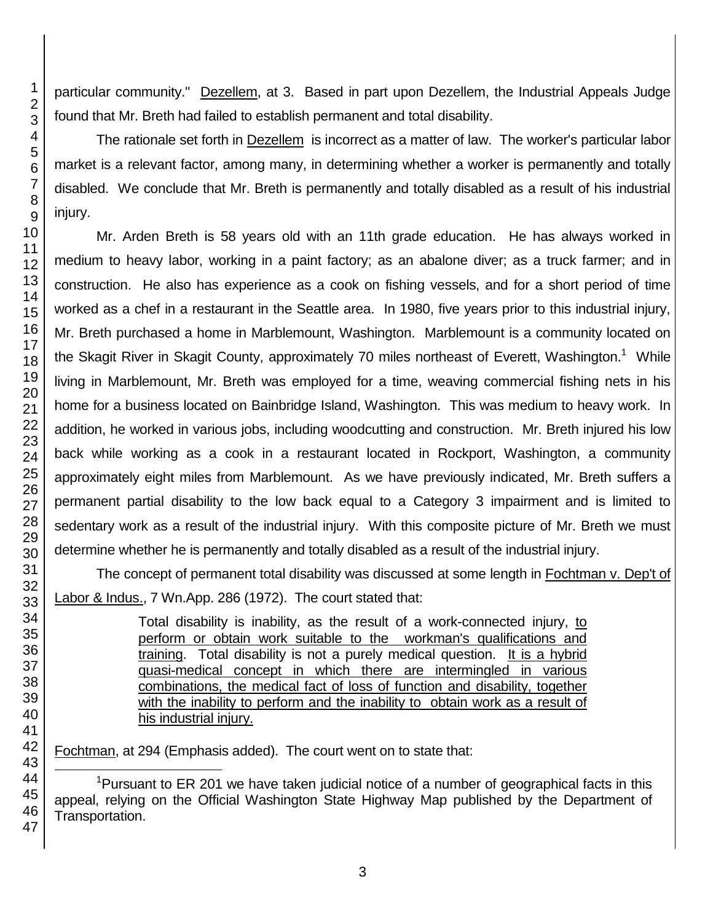particular community." Dezellem, at 3. Based in part upon Dezellem, the Industrial Appeals Judge found that Mr. Breth had failed to establish permanent and total disability.

The rationale set forth in Dezellem is incorrect as a matter of law. The worker's particular labor market is a relevant factor, among many, in determining whether a worker is permanently and totally disabled. We conclude that Mr. Breth is permanently and totally disabled as a result of his industrial injury.

Mr. Arden Breth is 58 years old with an 11th grade education. He has always worked in medium to heavy labor, working in a paint factory; as an abalone diver; as a truck farmer; and in construction. He also has experience as a cook on fishing vessels, and for a short period of time worked as a chef in a restaurant in the Seattle area. In 1980, five years prior to this industrial injury, Mr. Breth purchased a home in Marblemount, Washington. Marblemount is a community located on the Skagit River in Skagit County, approximately 70 miles northeast of Everett, Washington.[1] While living in Marblemount, Mr. Breth was employed for a time, weaving commercial fishing nets in his home for a business located on Bainbridge Island, Washington. This was medium to heavy work. In addition, he worked in various jobs, including woodcutting and construction. Mr. Breth injured his low back while working as a cook in a restaurant located in Rockport, Washington, a community approximately eight miles from Marblemount. As we have previously indicated, Mr. Breth suffers a permanent partial disability to the low back equal to a Category 3 impairment and is limited to sedentary work as a result of the industrial injury. With this composite picture of Mr. Breth we must determine whether he is permanently and totally disabled as a result of the industrial injury.

The concept of permanent total disability was discussed at some length in Fochtman v. Dep't of Labor & Indus., 7 Wn.App. 286 (1972). The court stated that:

> Total disability is inability, as the result of a work-connected injury, to perform or obtain work suitable to the workman's qualifications and training. Total disability is not a purely medical question. It is a hybrid quasi-medical concept in which there are intermingled in various combinations, the medical fact of loss of function and disability, together with the inability to perform and the inability to obtain work as a result of his industrial injury.

Fochtman, at 294 (Emphasis added). The court went on to state that:

---

[1] Pursuant to ER 201 we have taken judicial notice of a number of geographical facts in this appeal, relying on the Official Washington State Highway Map published by the Department of Transportation.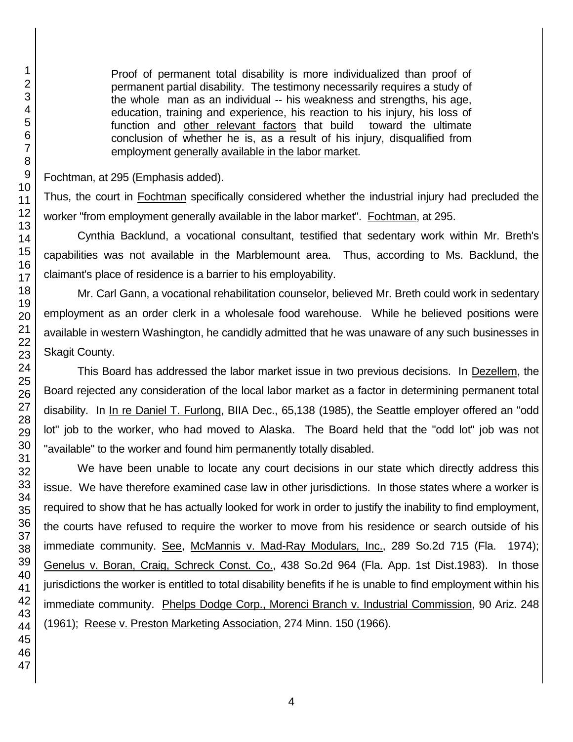> Proof of permanent total disability is more individualized than proof of permanent partial disability. The testimony necessarily requires a study of the whole man as an individual -- his weakness and strengths, his age, education, training and experience, his reaction to his injury, his loss of function and <u>other relevant factors</u> that build toward the ultimate conclusion of whether he is, as a result of his injury, disqualified from employment <u>generally available in the labor market</u>.

Fochtman, at 295 (Emphasis added).

Thus, the court in <u>Fochtman</u> specifically considered whether the industrial injury had precluded the worker "from employment generally available in the labor market". <u>Fochtman</u>, at 295.

Cynthia Backlund, a vocational consultant, testified that sedentary work within Mr. Breth's capabilities was not available in the Marblemount area. Thus, according to Ms. Backlund, the claimant's place of residence is a barrier to his employability.

Mr. Carl Gann, a vocational rehabilitation counselor, believed Mr. Breth could work in sedentary employment as an order clerk in a wholesale food warehouse. While he believed positions were available in western Washington, he candidly admitted that he was unaware of any such businesses in Skagit County.

This Board has addressed the labor market issue in two previous decisions. In <u>Dezellem</u>, the Board rejected any consideration of the local labor market as a factor in determining permanent total disability. In <u>In re Daniel T. Furlong</u>, BIIA Dec., 65,138 (1985), the Seattle employer offered an "odd lot" job to the worker, who had moved to Alaska. The Board held that the "odd lot" job was not "available" to the worker and found him permanently totally disabled.

We have been unable to locate any court decisions in our state which directly address this issue. We have therefore examined case law in other jurisdictions. In those states where a worker is required to show that he has actually looked for work in order to justify the inability to find employment, the courts have refused to require the worker to move from his residence or search outside of his immediate community. <u>See</u>, <u>McMannis v. Mad-Ray Modulars, Inc.</u>, 289 So.2d 715 (Fla. 1974); <u>Genelus v. Boran, Craig, Schreck Const. Co.</u>, 438 So.2d 964 (Fla. App. 1st Dist.1983). In those jurisdictions the worker is entitled to total disability benefits if he is unable to find employment within his immediate community. <u>Phelps Dodge Corp., Morenci Branch v. Industrial Commission</u>, 90 Ariz. 248 (1961); <u>Reese v. Preston Marketing Association</u>, 274 Minn. 150 (1966).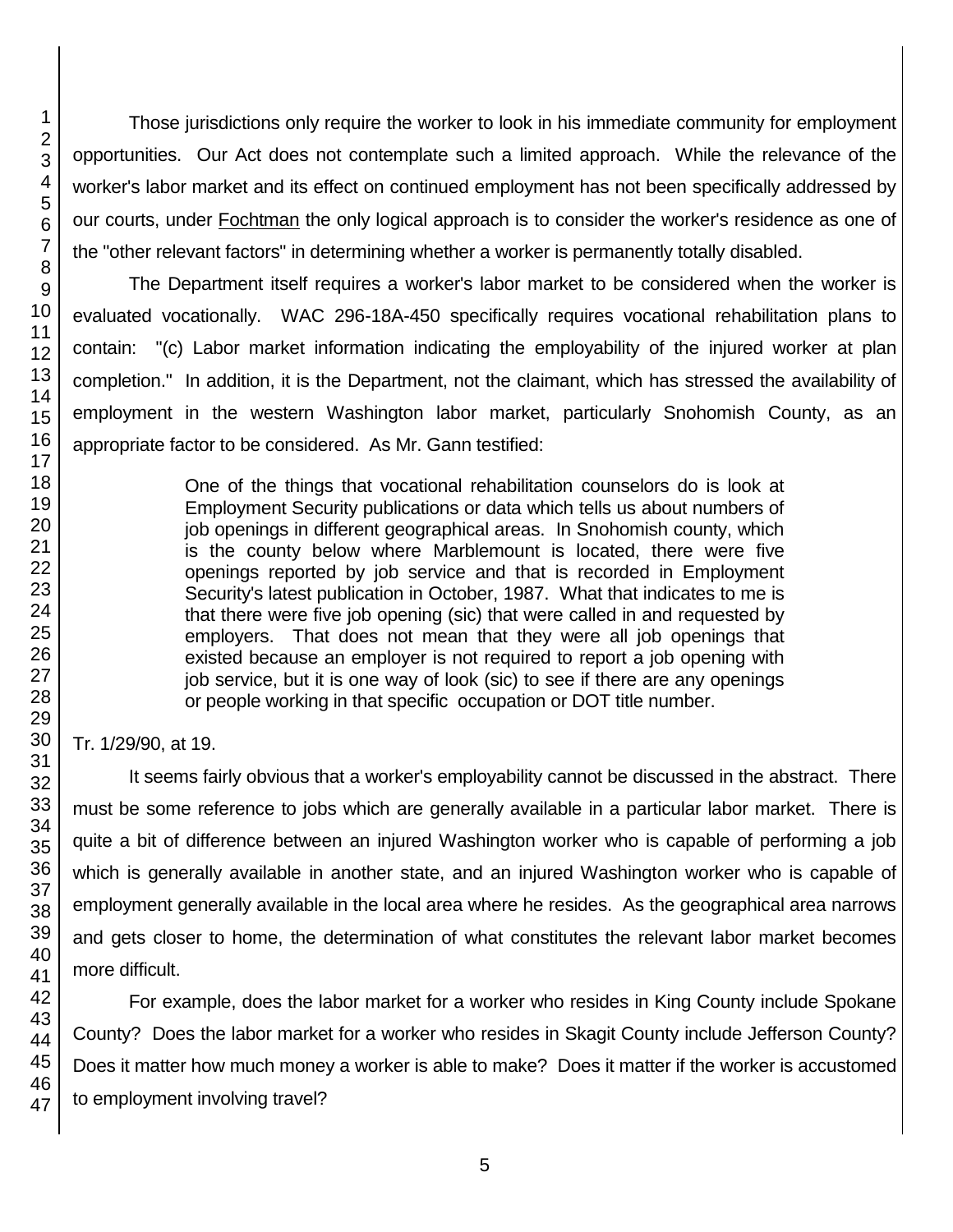Those jurisdictions only require the worker to look in his immediate community for employment opportunities. Our Act does not contemplate such a limited approach. While the relevance of the worker's labor market and its effect on continued employment has not been specifically addressed by our courts, under Fochtman the only logical approach is to consider the worker's residence as one of the "other relevant factors" in determining whether a worker is permanently totally disabled.

The Department itself requires a worker's labor market to be considered when the worker is evaluated vocationally. WAC 296-18A-450 specifically requires vocational rehabilitation plans to contain: "(c) Labor market information indicating the employability of the injured worker at plan completion." In addition, it is the Department, not the claimant, which has stressed the availability of employment in the western Washington labor market, particularly Snohomish County, as an appropriate factor to be considered. As Mr. Gann testified:

> One of the things that vocational rehabilitation counselors do is look at Employment Security publications or data which tells us about numbers of job openings in different geographical areas. In Snohomish county, which is the county below where Marblemount is located, there were five openings reported by job service and that is recorded in Employment Security's latest publication in October, 1987. What that indicates to me is that there were five job opening (sic) that were called in and requested by employers. That does not mean that they were all job openings that existed because an employer is not required to report a job opening with job service, but it is one way of look (sic) to see if there are any openings or people working in that specific occupation or DOT title number.

Tr. 1/29/90, at 19.

It seems fairly obvious that a worker's employability cannot be discussed in the abstract. There must be some reference to jobs which are generally available in a particular labor market. There is quite a bit of difference between an injured Washington worker who is capable of performing a job which is generally available in another state, and an injured Washington worker who is capable of employment generally available in the local area where he resides. As the geographical area narrows and gets closer to home, the determination of what constitutes the relevant labor market becomes more difficult.

For example, does the labor market for a worker who resides in King County include Spokane County? Does the labor market for a worker who resides in Skagit County include Jefferson County? Does it matter how much money a worker is able to make? Does it matter if the worker is accustomed to employment involving travel?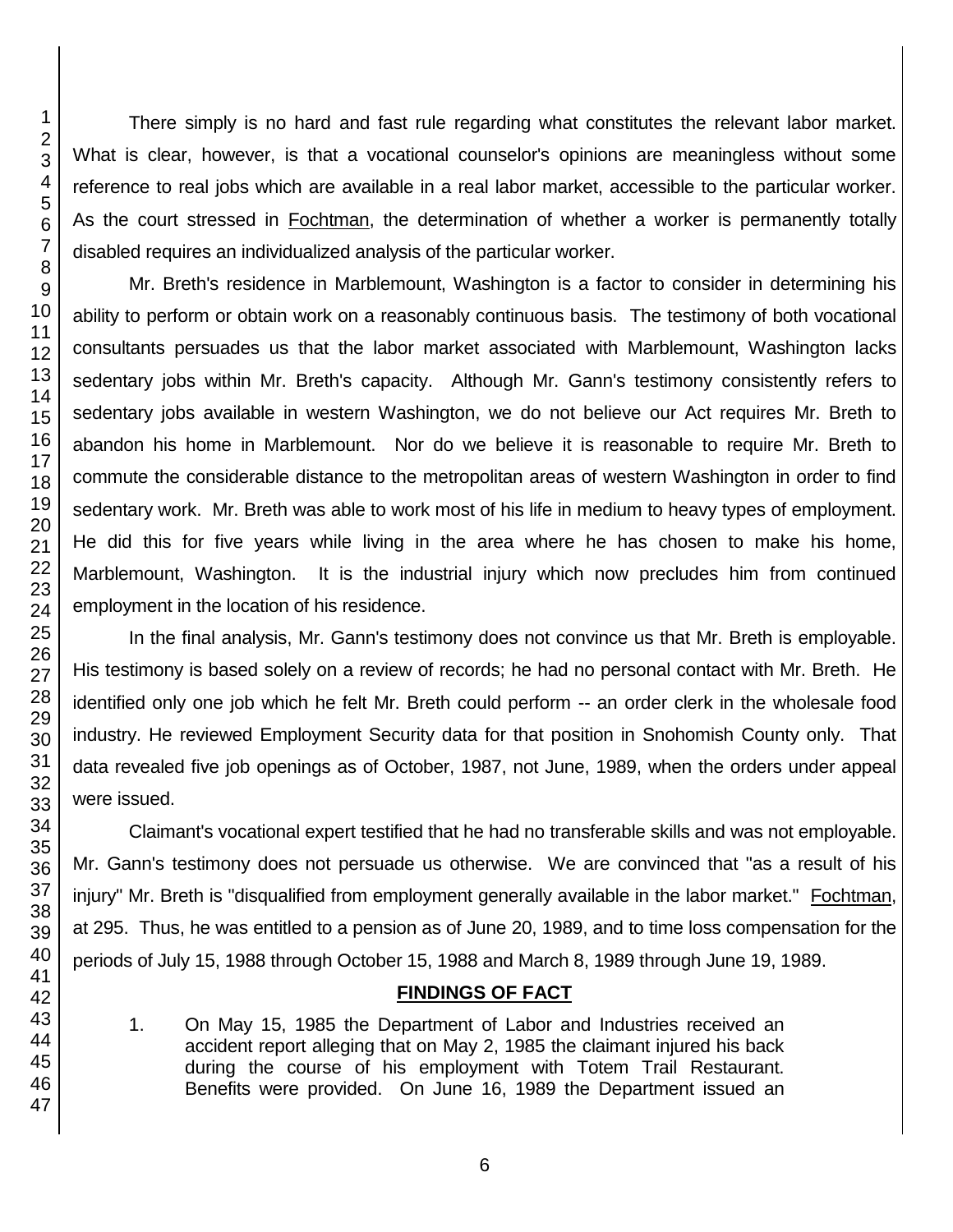There simply is no hard and fast rule regarding what constitutes the relevant labor market. What is clear, however, is that a vocational counselor's opinions are meaningless without some reference to real jobs which are available in a real labor market, accessible to the particular worker. As the court stressed in Fochtman, the determination of whether a worker is permanently totally disabled requires an individualized analysis of the particular worker.

Mr. Breth's residence in Marblemount, Washington is a factor to consider in determining his ability to perform or obtain work on a reasonably continuous basis. The testimony of both vocational consultants persuades us that the labor market associated with Marblemount, Washington lacks sedentary jobs within Mr. Breth's capacity. Although Mr. Gann's testimony consistently refers to sedentary jobs available in western Washington, we do not believe our Act requires Mr. Breth to abandon his home in Marblemount. Nor do we believe it is reasonable to require Mr. Breth to commute the considerable distance to the metropolitan areas of western Washington in order to find sedentary work. Mr. Breth was able to work most of his life in medium to heavy types of employment. He did this for five years while living in the area where he has chosen to make his home, Marblemount, Washington. It is the industrial injury which now precludes him from continued employment in the location of his residence.

In the final analysis, Mr. Gann's testimony does not convince us that Mr. Breth is employable. His testimony is based solely on a review of records; he had no personal contact with Mr. Breth. He identified only one job which he felt Mr. Breth could perform -- an order clerk in the wholesale food industry. He reviewed Employment Security data for that position in Snohomish County only. That data revealed five job openings as of October, 1987, not June, 1989, when the orders under appeal were issued.

Claimant's vocational expert testified that he had no transferable skills and was not employable. Mr. Gann's testimony does not persuade us otherwise. We are convinced that "as a result of his injury" Mr. Breth is "disqualified from employment generally available in the labor market." Fochtman, at 295. Thus, he was entitled to a pension as of June 20, 1989, and to time loss compensation for the periods of July 15, 1988 through October 15, 1988 and March 8, 1989 through June 19, 1989.

## FINDINGS OF FACT

1. On May 15, 1985 the Department of Labor and Industries received an accident report alleging that on May 2, 1985 the claimant injured his back during the course of his employment with Totem Trail Restaurant. Benefits were provided. On June 16, 1989 the Department issued an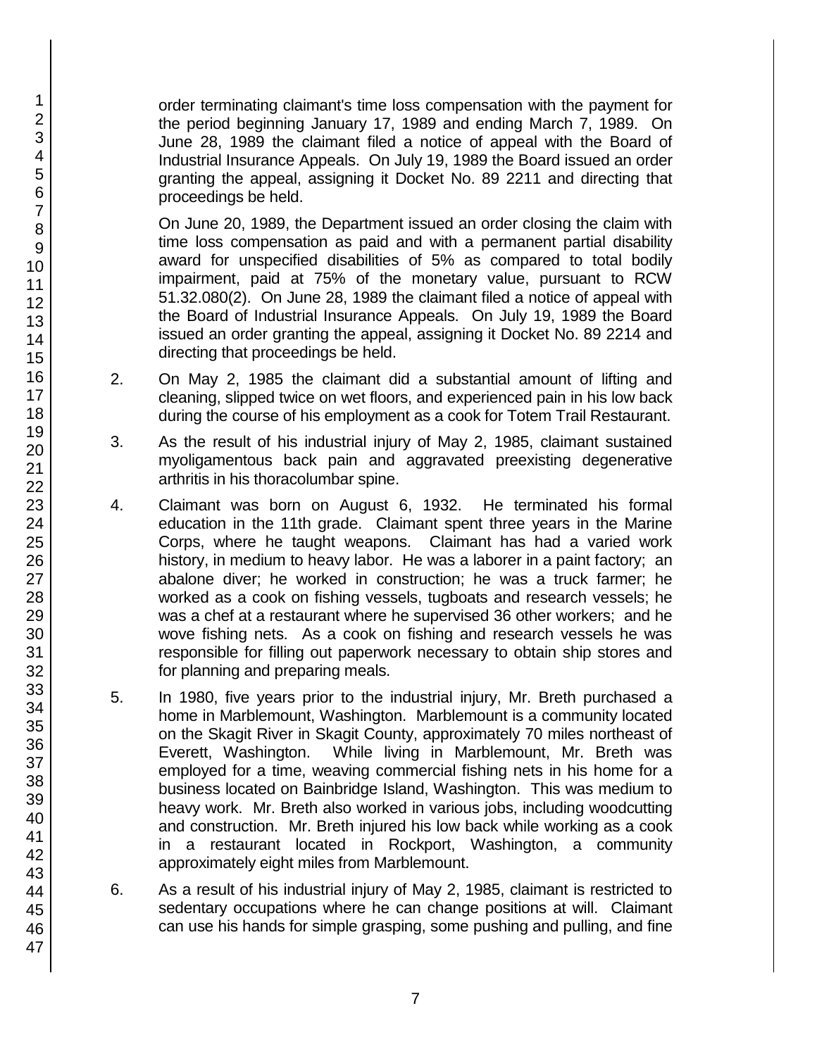order terminating claimant's time loss compensation with the payment for the period beginning January 17, 1989 and ending March 7, 1989. On June 28, 1989 the claimant filed a notice of appeal with the Board of Industrial Insurance Appeals. On July 19, 1989 the Board issued an order granting the appeal, assigning it Docket No. 89 2211 and directing that proceedings be held.

On June 20, 1989, the Department issued an order closing the claim with time loss compensation as paid and with a permanent partial disability award for unspecified disabilities of 5% as compared to total bodily impairment, paid at 75% of the monetary value, pursuant to RCW 51.32.080(2). On June 28, 1989 the claimant filed a notice of appeal with the Board of Industrial Insurance Appeals. On July 19, 1989 the Board issued an order granting the appeal, assigning it Docket No. 89 2214 and directing that proceedings be held.

2. On May 2, 1985 the claimant did a substantial amount of lifting and cleaning, slipped twice on wet floors, and experienced pain in his low back during the course of his employment as a cook for Totem Trail Restaurant.

3. As the result of his industrial injury of May 2, 1985, claimant sustained myoligamentous back pain and aggravated preexisting degenerative arthritis in his thoracolumbar spine.

4. Claimant was born on August 6, 1932. He terminated his formal education in the 11th grade. Claimant spent three years in the Marine Corps, where he taught weapons. Claimant has had a varied work history, in medium to heavy labor. He was a laborer in a paint factory; an abalone diver; he worked in construction; he was a truck farmer; he worked as a cook on fishing vessels, tugboats and research vessels; he was a chef at a restaurant where he supervised 36 other workers; and he wove fishing nets. As a cook on fishing and research vessels he was responsible for filling out paperwork necessary to obtain ship stores and for planning and preparing meals.

5. In 1980, five years prior to the industrial injury, Mr. Breth purchased a home in Marblemount, Washington. Marblemount is a community located on the Skagit River in Skagit County, approximately 70 miles northeast of Everett, Washington. While living in Marblemount, Mr. Breth was employed for a time, weaving commercial fishing nets in his home for a business located on Bainbridge Island, Washington. This was medium to heavy work. Mr. Breth also worked in various jobs, including woodcutting and construction. Mr. Breth injured his low back while working as a cook in a restaurant located in Rockport, Washington, a community approximately eight miles from Marblemount.

6. As a result of his industrial injury of May 2, 1985, claimant is restricted to sedentary occupations where he can change positions at will. Claimant can use his hands for simple grasping, some pushing and pulling, and fine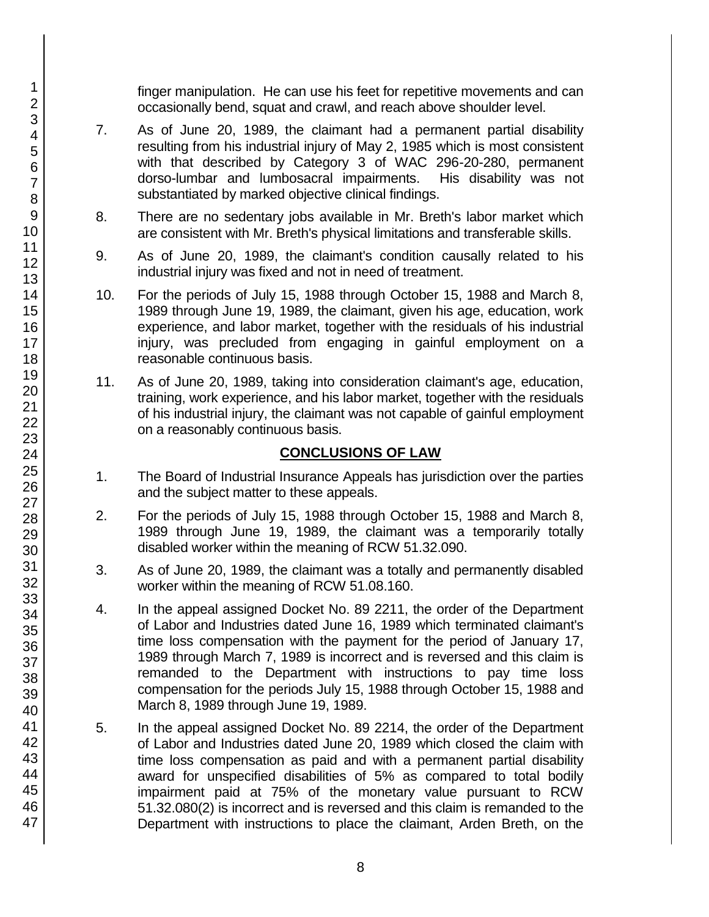finger manipulation. He can use his feet for repetitive movements and can occasionally bend, squat and crawl, and reach above shoulder level.

7. As of June 20, 1989, the claimant had a permanent partial disability resulting from his industrial injury of May 2, 1985 which is most consistent with that described by Category 3 of WAC 296-20-280, permanent dorso-lumbar and lumbosacral impairments. His disability was not substantiated by marked objective clinical findings.

8. There are no sedentary jobs available in Mr. Breth's labor market which are consistent with Mr. Breth's physical limitations and transferable skills.

9. As of June 20, 1989, the claimant's condition causally related to his industrial injury was fixed and not in need of treatment.

10. For the periods of July 15, 1988 through October 15, 1988 and March 8, 1989 through June 19, 1989, the claimant, given his age, education, work experience, and labor market, together with the residuals of his industrial injury, was precluded from engaging in gainful employment on a reasonable continuous basis.

11. As of June 20, 1989, taking into consideration claimant's age, education, training, work experience, and his labor market, together with the residuals of his industrial injury, the claimant was not capable of gainful employment on a reasonably continuous basis.

## CONCLUSIONS OF LAW

1. The Board of Industrial Insurance Appeals has jurisdiction over the parties and the subject matter to these appeals.

2. For the periods of July 15, 1988 through October 15, 1988 and March 8, 1989 through June 19, 1989, the claimant was a temporarily totally disabled worker within the meaning of RCW 51.32.090.

3. As of June 20, 1989, the claimant was a totally and permanently disabled worker within the meaning of RCW 51.08.160.

4. In the appeal assigned Docket No. 89 2211, the order of the Department of Labor and Industries dated June 16, 1989 which terminated claimant's time loss compensation with the payment for the period of January 17, 1989 through March 7, 1989 is incorrect and is reversed and this claim is remanded to the Department with instructions to pay time loss compensation for the periods July 15, 1988 through October 15, 1988 and March 8, 1989 through June 19, 1989.

5. In the appeal assigned Docket No. 89 2214, the order of the Department of Labor and Industries dated June 20, 1989 which closed the claim with time loss compensation as paid and with a permanent partial disability award for unspecified disabilities of 5% as compared to total bodily impairment paid at 75% of the monetary value pursuant to RCW 51.32.080(2) is incorrect and is reversed and this claim is remanded to the Department with instructions to place the claimant, Arden Breth, on the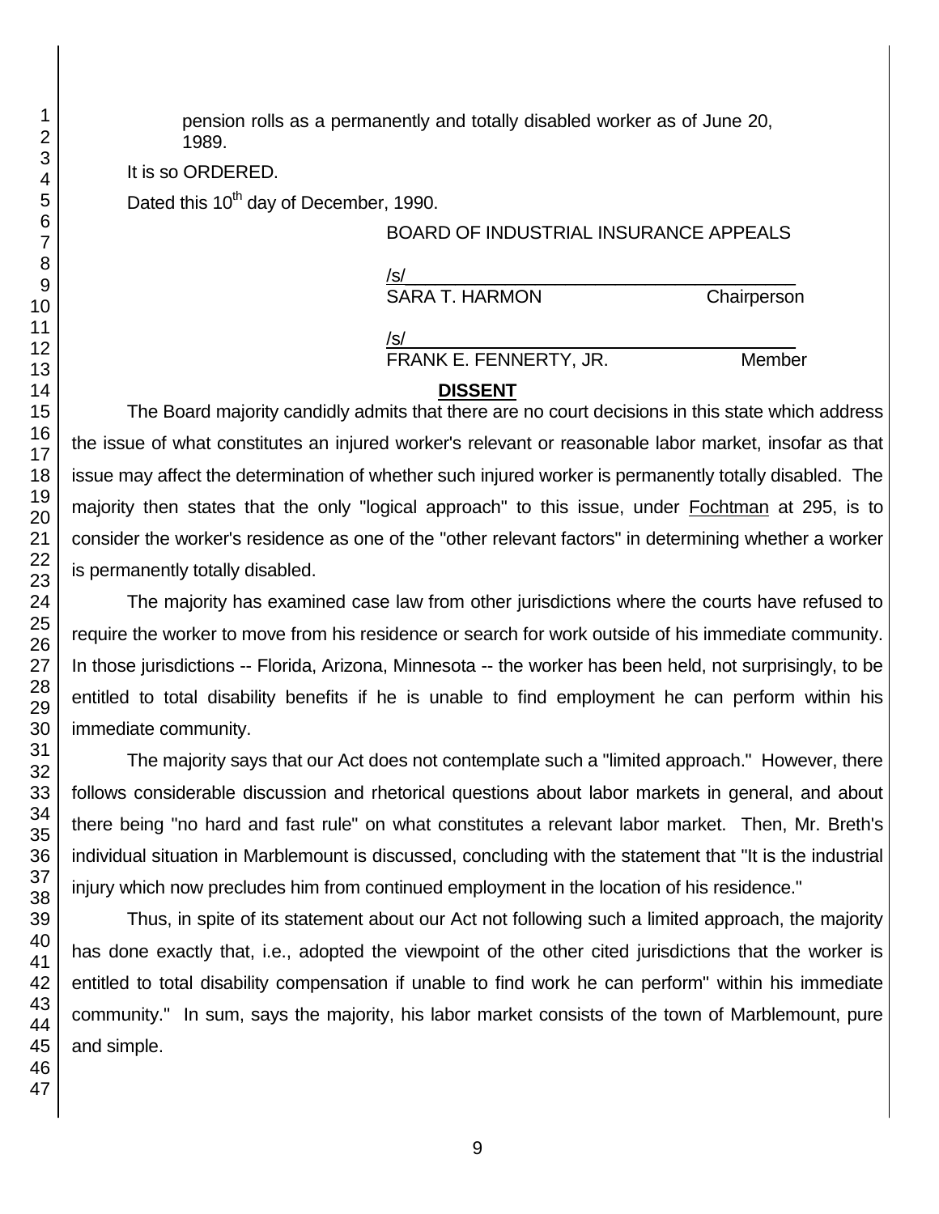pension rolls as a permanently and totally disabled worker as of June 20, 1989.

It is so ORDERED.

Dated this 10th day of December, 1990.

BOARD OF INDUSTRIAL INSURANCE APPEALS

/s/
SARA T. HARMON Chairperson

/s/
FRANK E. FENNERTY, JR. Member

## DISSENT

The Board majority candidly admits that there are no court decisions in this state which address the issue of what constitutes an injured worker's relevant or reasonable labor market, insofar as that issue may affect the determination of whether such injured worker is permanently totally disabled. The majority then states that the only "logical approach" to this issue, under Fochtman at 295, is to consider the worker's residence as one of the "other relevant factors" in determining whether a worker is permanently totally disabled.

The majority has examined case law from other jurisdictions where the courts have refused to require the worker to move from his residence or search for work outside of his immediate community. In those jurisdictions -- Florida, Arizona, Minnesota -- the worker has been held, not surprisingly, to be entitled to total disability benefits if he is unable to find employment he can perform within his immediate community.

The majority says that our Act does not contemplate such a "limited approach." However, there follows considerable discussion and rhetorical questions about labor markets in general, and about there being "no hard and fast rule" on what constitutes a relevant labor market. Then, Mr. Breth's individual situation in Marblemount is discussed, concluding with the statement that "It is the industrial injury which now precludes him from continued employment in the location of his residence."

Thus, in spite of its statement about our Act not following such a limited approach, the majority has done exactly that, i.e., adopted the viewpoint of the other cited jurisdictions that the worker is entitled to total disability compensation if unable to find work he can perform" within his immediate community." In sum, says the majority, his labor market consists of the town of Marblemount, pure and simple.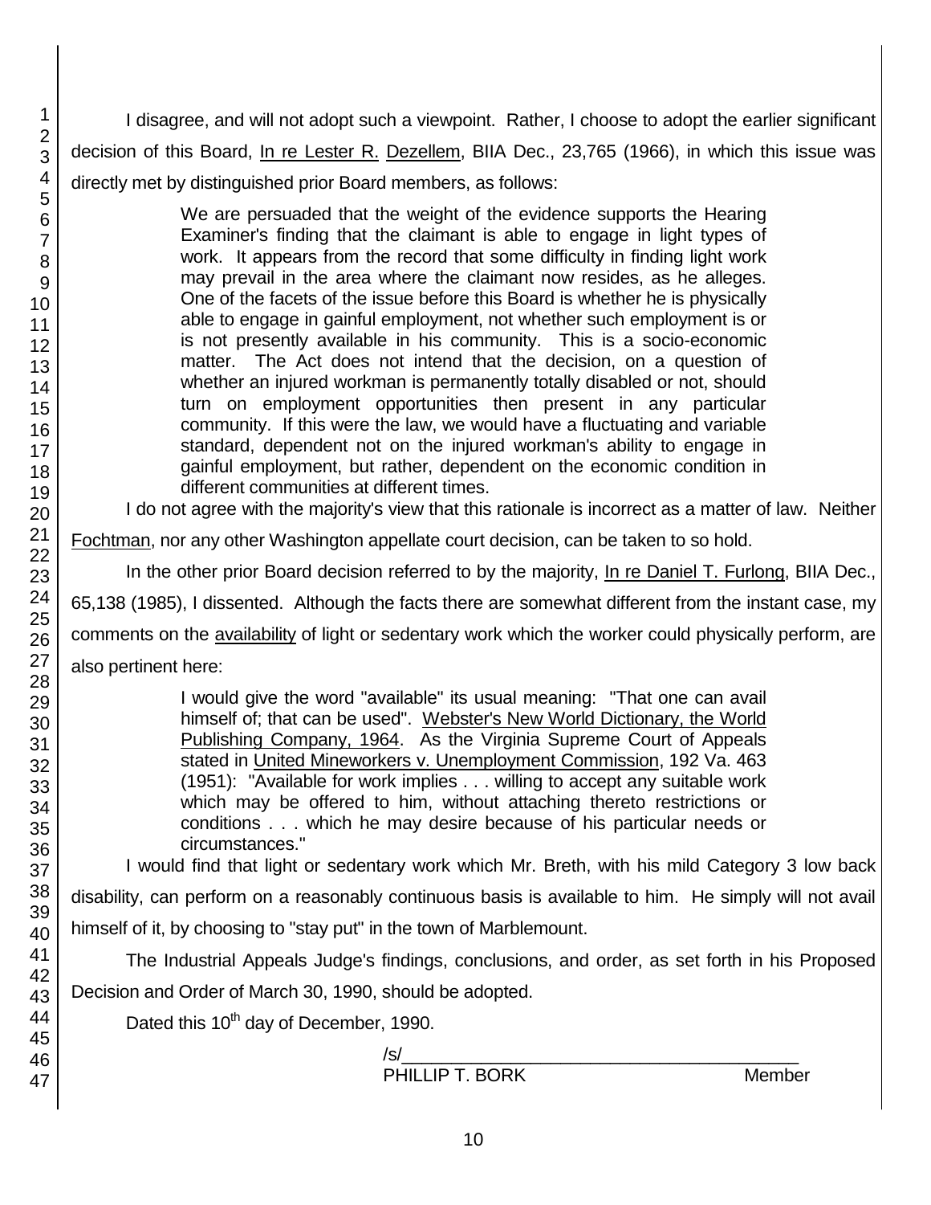I disagree, and will not adopt such a viewpoint. Rather, I choose to adopt the earlier significant decision of this Board, In re Lester R. Dezellem, BIIA Dec., 23,765 (1966), in which this issue was directly met by distinguished prior Board members, as follows:

> We are persuaded that the weight of the evidence supports the Hearing Examiner's finding that the claimant is able to engage in light types of work. It appears from the record that some difficulty in finding light work may prevail in the area where the claimant now resides, as he alleges. One of the facets of the issue before this Board is whether he is physically able to engage in gainful employment, not whether such employment is or is not presently available in his community. This is a socio-economic matter. The Act does not intend that the decision, on a question of whether an injured workman is permanently totally disabled or not, should turn on employment opportunities then present in any particular community. If this were the law, we would have a fluctuating and variable standard, dependent not on the injured workman's ability to engage in gainful employment, but rather, dependent on the economic condition in different communities at different times.

I do not agree with the majority's view that this rationale is incorrect as a matter of law. Neither Fochtman, nor any other Washington appellate court decision, can be taken to so hold.

In the other prior Board decision referred to by the majority, In re Daniel T. Furlong, BIIA Dec., 65,138 (1985), I dissented. Although the facts there are somewhat different from the instant case, my comments on the availability of light or sedentary work which the worker could physically perform, are also pertinent here:

> I would give the word "available" its usual meaning: "That one can avail himself of; that can be used". Webster's New World Dictionary, the World Publishing Company, 1964. As the Virginia Supreme Court of Appeals stated in United Mineworkers v. Unemployment Commission, 192 Va. 463 (1951): "Available for work implies . . . willing to accept any suitable work which may be offered to him, without attaching thereto restrictions or conditions . . . which he may desire because of his particular needs or circumstances."

I would find that light or sedentary work which Mr. Breth, with his mild Category 3 low back disability, can perform on a reasonably continuous basis is available to him. He simply will not avail himself of it, by choosing to "stay put" in the town of Marblemount.

The Industrial Appeals Judge's findings, conclusions, and order, as set forth in his Proposed Decision and Order of March 30, 1990, should be adopted.

Dated this 10th day of December, 1990.

/s/\_\_\_\_\_\_\_\_\_\_\_\_\_\_\_\_\_\_\_\_\_\_\_\_\_\_\_\_\_\_\_\_\_\_\_\_\_\_\_\_
PHILLIP T. BORK Member